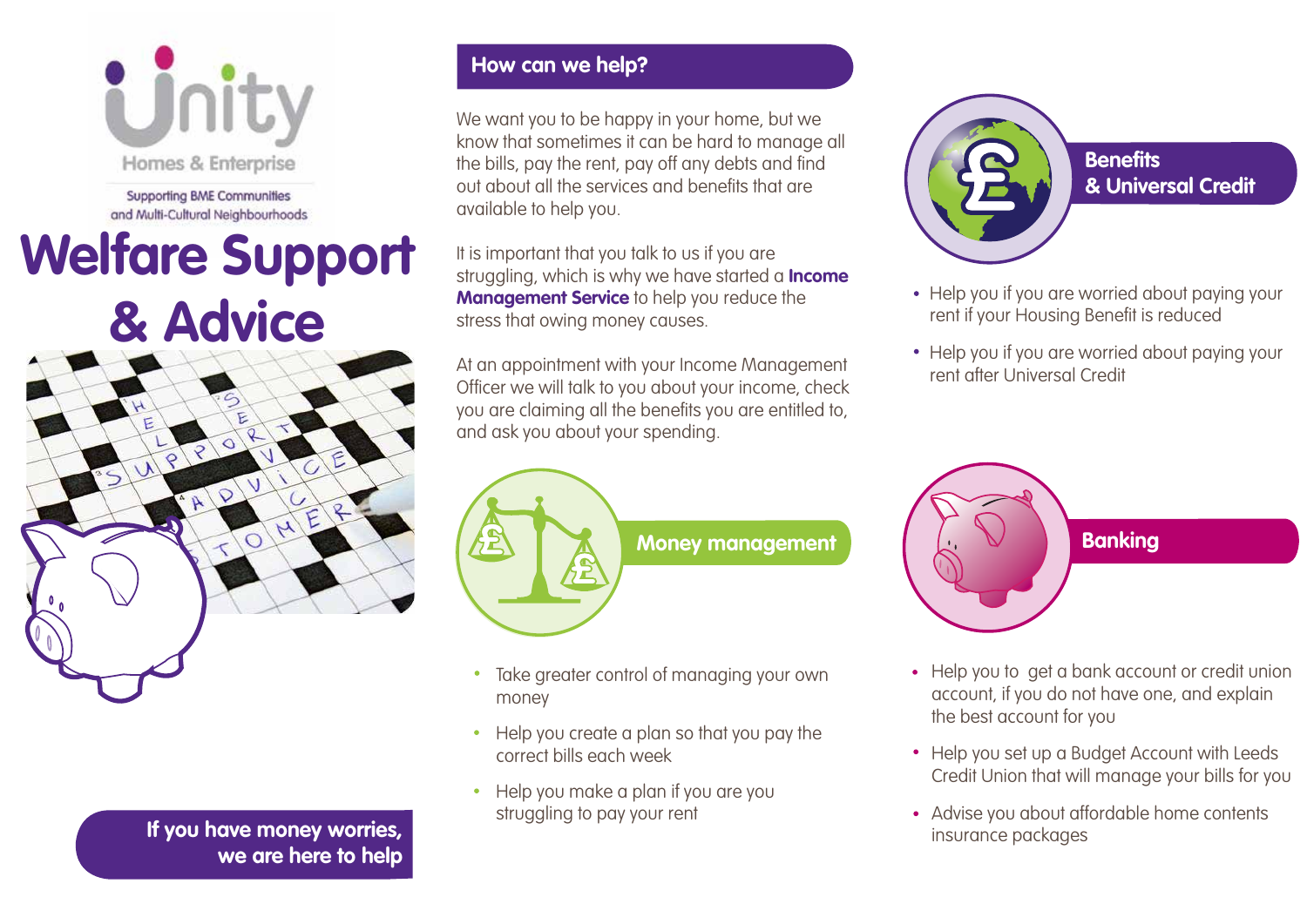Unity Homes & Enterprise

Supporting BME Communities and Multi-Cultural Neighbourhoods

# Welfare Support & Advice

**If you have money worries, we are here to help**

## How can we help?

We want you to be happy in your home, but we know that sometimes it can be hard to manage all the bills, pay the rent, pay off any debts and find out about all the services and benefits that are available to help you.

It is important that you talk to us if you are struggling, which is why we have started a **Income Management Service** to help you reduce the stress that owing money causes.

At an appointment with your Income Management Officer we will talk to you about your income, check you are claiming all the benefits you are entitled to, and ask you about your spending.

## Money management

- Take greater control of managing your own money
- Help you create a plan so that you pay the correct bills each week
- Help you make a plan if you are you struggling to pay your rent

## Benefits & Universal Credit

- Help you if you are worried about paying your rent if your Housing Benefit is reduced
- Help you if you are worried about paying your rent after Universal Credit

## Banking

- Help you to get a bank account or credit union account, if you do not have one, and explain the best account for you
- Help you set up a Budget Account with Leeds Credit Union that will manage your bills for you
- Advise you about affordable home contents insurance packages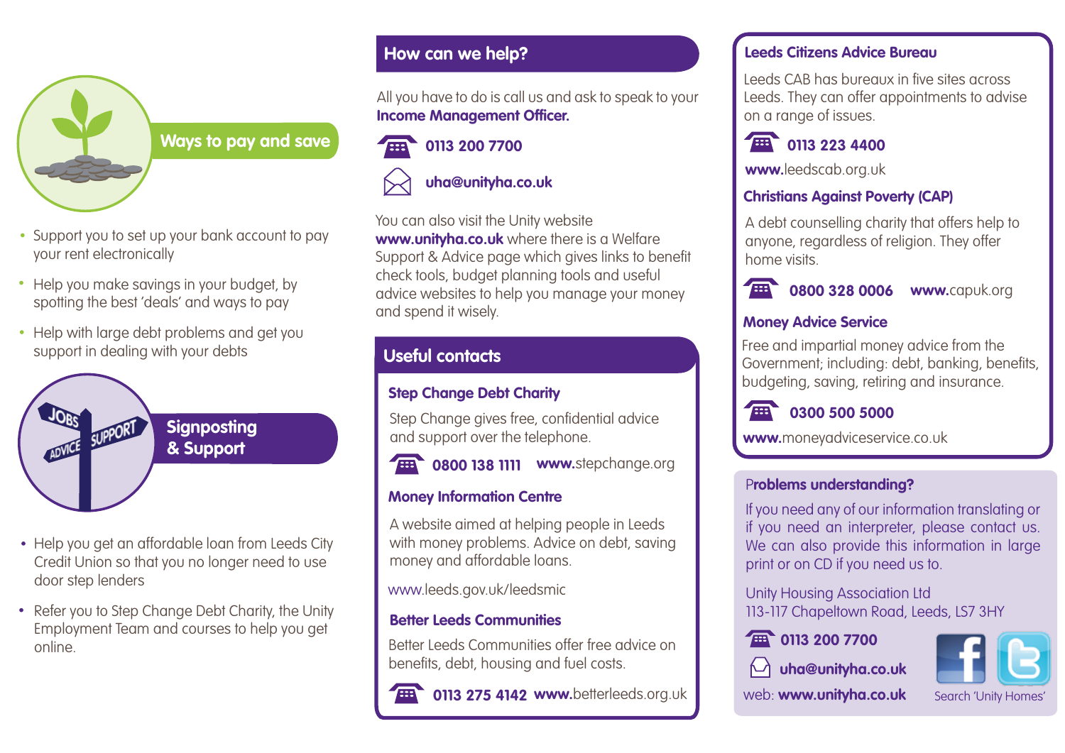## Ways to pay and save

- Support you to set up your bank account to pay your rent electronically
- Help you make savings in your budget, by spotting the best 'deals' and ways to pay
- Help with large debt problems and get you support in dealing with your debts

## Signposting & Support

- Help you get an affordable loan from Leeds City Credit Union so that you no longer need to use door step lenders
- Refer you to Step Change Debt Charity, the Unity Employment Team and courses to help you get online.

## How can we help?

All you have to do is call us and ask to speak to your **Income Management Officer.**

**0113 200 7700**

**uha@unityha.co.uk**

You can also visit the Unity website **www.unityha.co.uk** where there is a Welfare Support & Advice page which gives links to benefit check tools, budget planning tools and useful advice websites to help you manage your money and spend it wisely.

## Useful contacts

### Step Change Debt Charity

Step Change gives free, confidential advice and support over the telephone.

**0800 138 1111** **www.**stepchange.org

### Money Information Centre

A website aimed at helping people in Leeds with money problems. Advice on debt, saving money and affordable loans.

www.leeds.gov.uk/leedsmic

### Better Leeds Communities

Better Leeds Communities offer free advice on benefits, debt, housing and fuel costs.

**0113 275 4142** **www.**betterleeds.org.uk

### Leeds Citizens Advice Bureau

Leeds CAB has bureaux in five sites across Leeds. They can offer appointments to advise on a range of issues.

**0113 223 4400**

**www.**leedscab.org.uk

### Christians Against Poverty (CAP)

A debt counselling charity that offers help to anyone, regardless of religion. They offer home visits.

**0800 328 0006** **www.**capuk.org

### Money Advice Service

Free and impartial money advice from the Government; including: debt, banking, benefits, budgeting, saving, retiring and insurance.

**0300 500 5000**

**www.**moneyadviceservice.co.uk

### Problems understanding?

If you need any of our information translating or if you need an interpreter, please contact us. We can also provide this information in large print or on CD if you need us to.

Unity Housing Association Ltd
113-117 Chapeltown Road, Leeds, LS7 3HY

**0113 200 7700**

**uha@unityha.co.uk**

web: **www.unityha.co.uk**

Search 'Unity Homes'